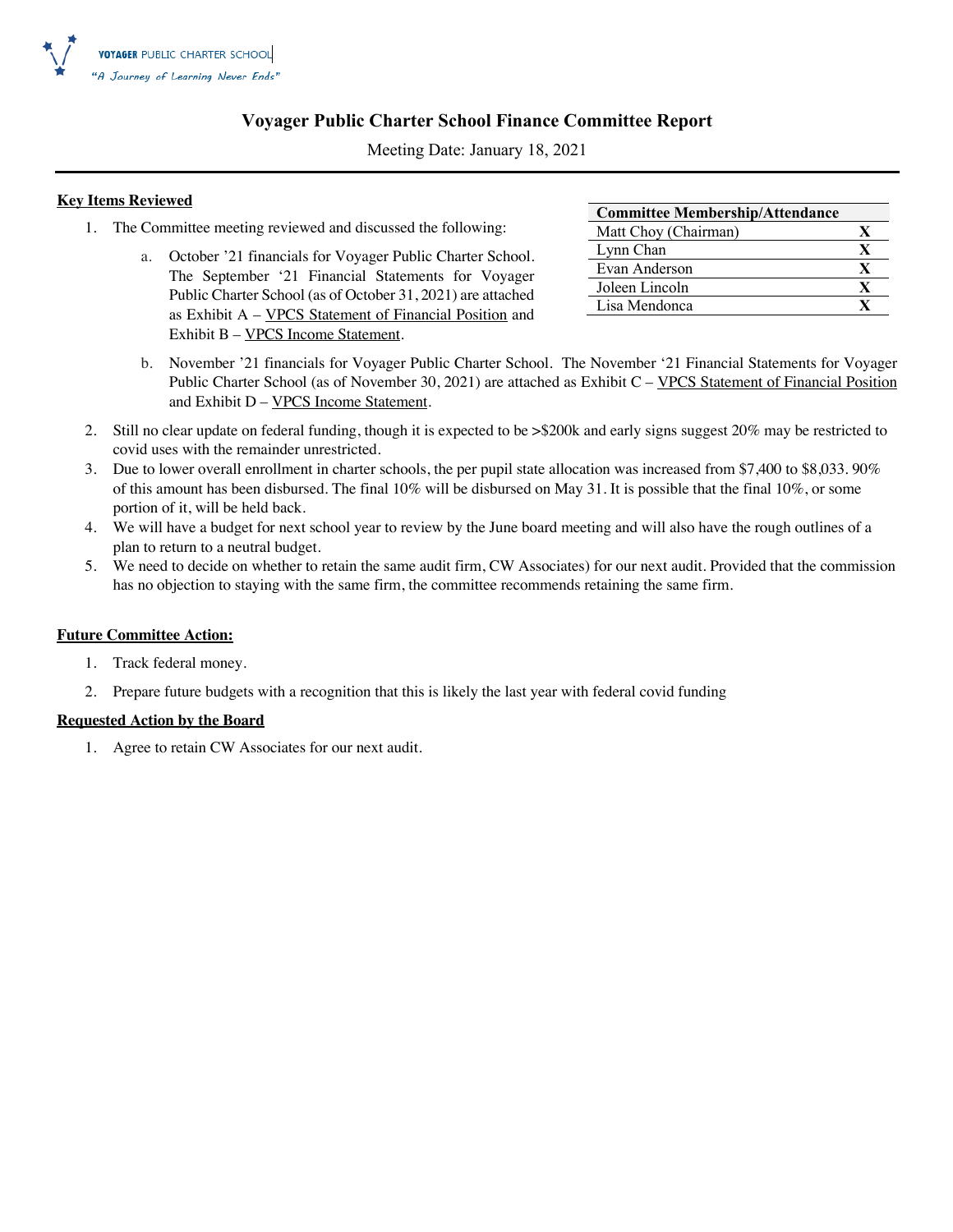VOYAGER PUBLIC CHARTER SCHOOL
*"A Journey of Learning Never Ends"*

# Voyager Public Charter School Finance Committee Report

Meeting Date: January 18, 2021

| Committee Membership/Attendance | |
|---|---|
| Matt Choy (Chairman) | X |
| Lynn Chan | X |
| Evan Anderson | X |
| Joleen Lincoln | X |
| Lisa Mendonca | X |

**Key Items Reviewed**

1. The Committee meeting reviewed and discussed the following:
   a. October '21 financials for Voyager Public Charter School. The September '21 Financial Statements for Voyager Public Charter School (as of October 31, 2021) are attached as Exhibit A – VPCS Statement of Financial Position and Exhibit B – VPCS Income Statement.
   b. November '21 financials for Voyager Public Charter School. The November '21 Financial Statements for Voyager Public Charter School (as of November 30, 2021) are attached as Exhibit C – VPCS Statement of Financial Position and Exhibit D – VPCS Income Statement.
2. Still no clear update on federal funding, though it is expected to be >$200k and early signs suggest 20% may be restricted to covid uses with the remainder unrestricted.
3. Due to lower overall enrollment in charter schools, the per pupil state allocation was increased from $7,400 to $8,033. 90% of this amount has been disbursed. The final 10% will be disbursed on May 31. It is possible that the final 10%, or some portion of it, will be held back.
4. We will have a budget for next school year to review by the June board meeting and will also have the rough outlines of a plan to return to a neutral budget.
5. We need to decide on whether to retain the same audit firm, CW Associates) for our next audit. Provided that the commission has no objection to staying with the same firm, the committee recommends retaining the same firm.

**Future Committee Action:**

1. Track federal money.
2. Prepare future budgets with a recognition that this is likely the last year with federal covid funding

**Requested Action by the Board**

1. Agree to retain CW Associates for our next audit.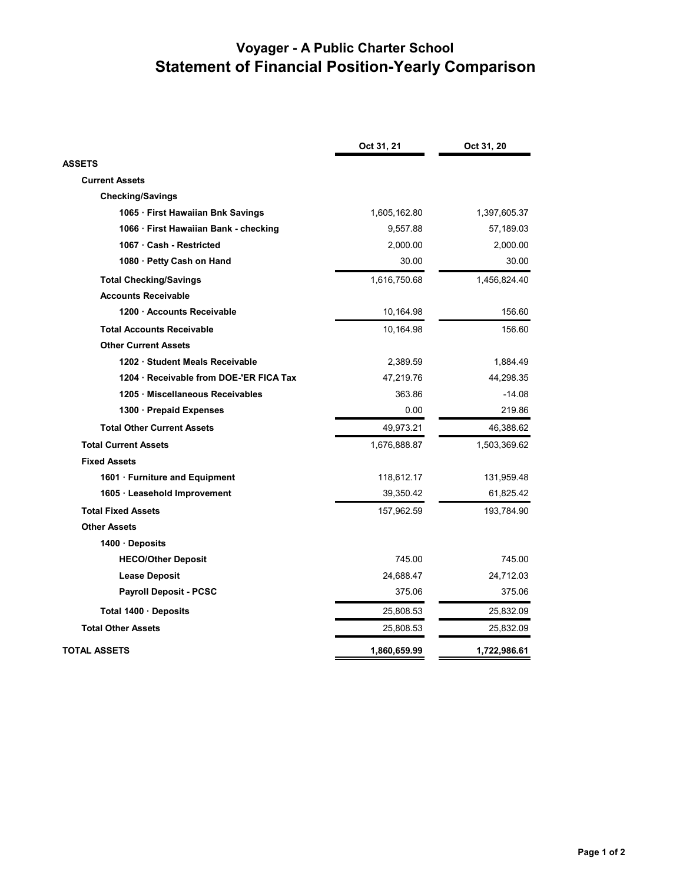# Voyager - A Public Charter School
## Statement of Financial Position-Yearly Comparison

| | Oct 31, 21 | Oct 31, 20 |
|---|---|---|
| **ASSETS** | | |
| **Current Assets** | | |
| **Checking/Savings** | | |
| **1065 · First Hawaiian Bnk Savings** | 1,605,162.80 | 1,397,605.37 |
| **1066 · First Hawaiian Bank - checking** | 9,557.88 | 57,189.03 |
| **1067 · Cash - Restricted** | 2,000.00 | 2,000.00 |
| **1080 · Petty Cash on Hand** | 30.00 | 30.00 |
| **Total Checking/Savings** | 1,616,750.68 | 1,456,824.40 |
| **Accounts Receivable** | | |
| **1200 · Accounts Receivable** | 10,164.98 | 156.60 |
| **Total Accounts Receivable** | 10,164.98 | 156.60 |
| **Other Current Assets** | | |
| **1202 · Student Meals Receivable** | 2,389.59 | 1,884.49 |
| **1204 · Receivable from DOE-'ER FICA Tax** | 47,219.76 | 44,298.35 |
| **1205 · Miscellaneous Receivables** | 363.86 | -14.08 |
| **1300 · Prepaid Expenses** | 0.00 | 219.86 |
| **Total Other Current Assets** | 49,973.21 | 46,388.62 |
| **Total Current Assets** | 1,676,888.87 | 1,503,369.62 |
| **Fixed Assets** | | |
| **1601 · Furniture and Equipment** | 118,612.17 | 131,959.48 |
| **1605 · Leasehold Improvement** | 39,350.42 | 61,825.42 |
| **Total Fixed Assets** | 157,962.59 | 193,784.90 |
| **Other Assets** | | |
| **1400 · Deposits** | | |
| **HECO/Other Deposit** | 745.00 | 745.00 |
| **Lease Deposit** | 24,688.47 | 24,712.03 |
| **Payroll Deposit - PCSC** | 375.06 | 375.06 |
| **Total 1400 · Deposits** | 25,808.53 | 25,832.09 |
| **Total Other Assets** | 25,808.53 | 25,832.09 |
| **TOTAL ASSETS** | **1,860,659.99** | **1,722,986.61** |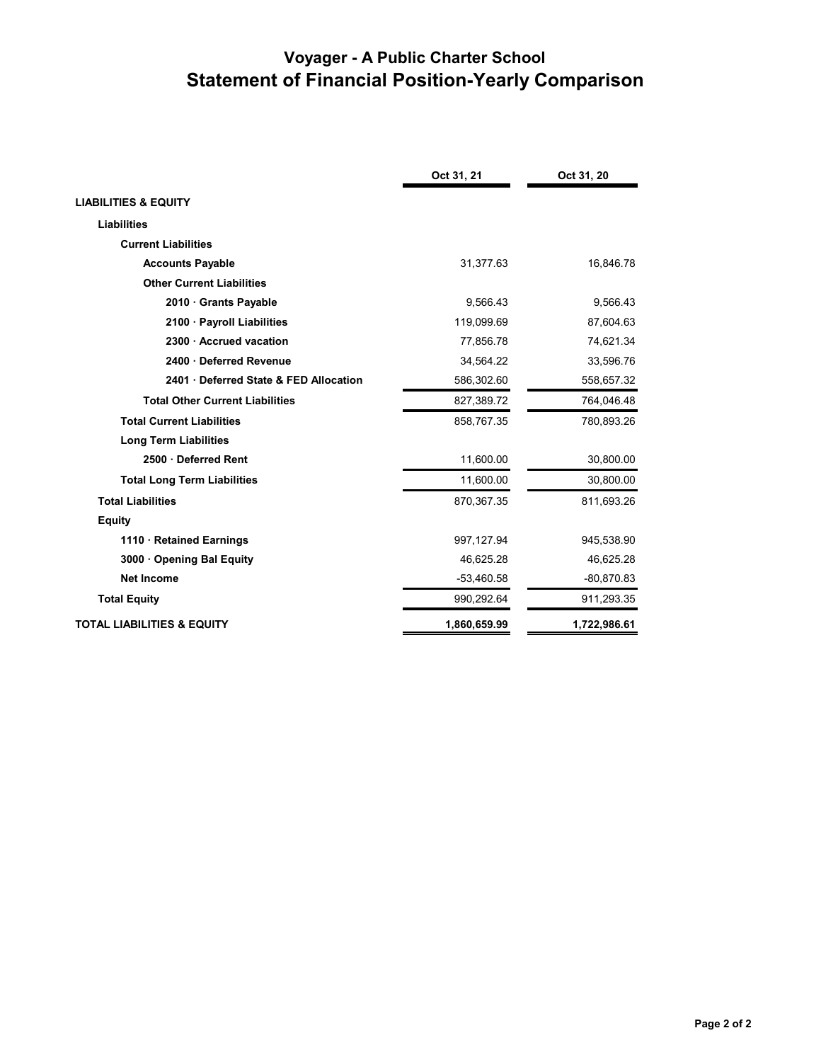# Voyager - A Public Charter School

## Statement of Financial Position-Yearly Comparison

| | Oct 31, 21 | Oct 31, 20 |
|---|---|---|
| **LIABILITIES & EQUITY** | | |
| **Liabilities** | | |
| **Current Liabilities** | | |
| **Accounts Payable** | 31,377.63 | 16,846.78 |
| **Other Current Liabilities** | | |
| **2010 · Grants Payable** | 9,566.43 | 9,566.43 |
| **2100 · Payroll Liabilities** | 119,099.69 | 87,604.63 |
| **2300 · Accrued vacation** | 77,856.78 | 74,621.34 |
| **2400 · Deferred Revenue** | 34,564.22 | 33,596.76 |
| **2401 · Deferred State & FED Allocation** | 586,302.60 | 558,657.32 |
| **Total Other Current Liabilities** | 827,389.72 | 764,046.48 |
| **Total Current Liabilities** | 858,767.35 | 780,893.26 |
| **Long Term Liabilities** | | |
| **2500 · Deferred Rent** | 11,600.00 | 30,800.00 |
| **Total Long Term Liabilities** | 11,600.00 | 30,800.00 |
| **Total Liabilities** | 870,367.35 | 811,693.26 |
| **Equity** | | |
| **1110 · Retained Earnings** | 997,127.94 | 945,538.90 |
| **3000 · Opening Bal Equity** | 46,625.28 | 46,625.28 |
| **Net Income** | -53,460.58 | -80,870.83 |
| **Total Equity** | 990,292.64 | 911,293.35 |
| **TOTAL LIABILITIES & EQUITY** | **1,860,659.99** | **1,722,986.61** |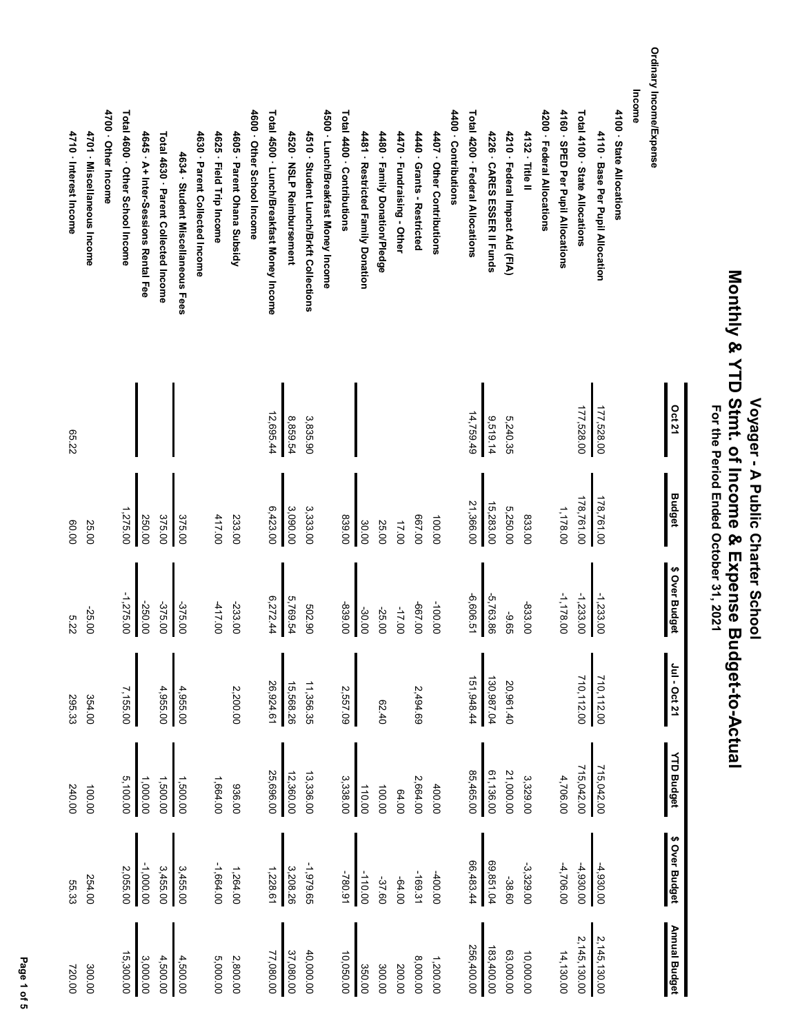# Voyager - A Public Charter School

## Monthly & YTD Stmt. of Income & Expense Budget-to-Actual

### For the Period Ended October 31, 2021

| | Oct 21 | Budget | $ Over Budget | Jul - Oct 21 | YTD Budget | $ Over Budget | Annual Budget |
|---|---|---|---|---|---|---|---|
| **Ordinary Income/Expense** | | | | | | | |
| **Income** | | | | | | | |
| **4100 · State Allocations** | | | | | | | |
| 4110 · Base Per Pupil Allocation | 177,528.00 | 178,761.00 | -1,233.00 | 710,112.00 | 715,042.00 | -4,930.00 | 2,145,130.00 |
| **Total 4100 · State Allocations** | 177,528.00 | 178,761.00 | -1,233.00 | 710,112.00 | 715,042.00 | -4,930.00 | 2,145,130.00 |
| **4160 · SPED Per Pupil Allocations** | | 1,178.00 | -1,178.00 | | 4,706.00 | -4,706.00 | 14,130.00 |
| **4200 · Federal Allocations** | | | | | | | |
| 4132 · Title II | | 833.00 | -833.00 | | 3,329.00 | -3,329.00 | 10,000.00 |
| 4210 · Federal Impact Aid (FIA) | 5,240.35 | 5,250.00 | -9.65 | 20,961.40 | 21,000.00 | -38.60 | 63,000.00 |
| 4226 · CARES ESSER II Funds | 9,519.14 | 15,283.00 | -5,763.86 | 130,987.04 | 61,136.00 | 69,851.04 | 183,400.00 |
| **Total 4200 · Federal Allocations** | 14,759.49 | 21,366.00 | -6,606.51 | 151,948.44 | 85,465.00 | 66,483.44 | 256,400.00 |
| **4400 · Contributions** | | | | | | | |
| 4407 · Other Contributions | | 100.00 | -100.00 | | 400.00 | -400.00 | 1,200.00 |
| 4440 · Grants - Restricted | | 667.00 | -667.00 | 2,494.69 | 2,664.00 | -169.31 | 8,000.00 |
| 4470 · Fundraising - Other | | 17.00 | -17.00 | | 64.00 | -64.00 | 200.00 |
| 4480 · Family Donation/Pledge | | 25.00 | -25.00 | 62.40 | 100.00 | -37.60 | 300.00 |
| 4481 · Restricted Family Donation | | 30.00 | -30.00 | | 110.00 | -110.00 | 350.00 |
| **Total 4400 · Contributions** | | 839.00 | -839.00 | 2,557.09 | 3,338.00 | -780.91 | 10,050.00 |
| **4500 · Lunch/Breakfast Money Income** | | | | | | | |
| 4510 · Student Lunch/Brkft Collections | 3,835.90 | 3,333.00 | 502.90 | 11,356.35 | 13,336.00 | -1,979.65 | 40,000.00 |
| 4520 · NSLP Reimbursement | 8,859.54 | 3,090.00 | 5,769.54 | 15,568.26 | 12,360.00 | 3,208.26 | 37,080.00 |
| **Total 4500 · Lunch/Breakfast Money Income** | 12,695.44 | 6,423.00 | 6,272.44 | 26,924.61 | 25,696.00 | 1,228.61 | 77,080.00 |
| **4600 · Other School Income** | | | | | | | |
| 4605 · Parent Ohana Subsidy | | 233.00 | -233.00 | 2,200.00 | 936.00 | 1,264.00 | 2,800.00 |
| 4625 · Field Trip Income | | 417.00 | -417.00 | | 1,664.00 | -1,664.00 | 5,000.00 |
| **4630 · Parent Collected Income** | | | | | | | |
| 4634 · Student Miscellaneous Fees | | 375.00 | -375.00 | 4,955.00 | 1,500.00 | 3,455.00 | 4,500.00 |
| **Total 4630 · Parent Collected Income** | | 375.00 | -375.00 | 4,955.00 | 1,500.00 | 3,455.00 | 4,500.00 |
| 4645 · A+ Inter-Sessions Rental Fee | | 250.00 | -250.00 | | 1,000.00 | -1,000.00 | 3,000.00 |
| **Total 4600 · Other School Income** | | 1,275.00 | -1,275.00 | 7,155.00 | 5,100.00 | 2,055.00 | 15,300.00 |
| **4700 · Other Income** | | | | | | | |
| 4701 · Miscellaneous Income | | 25.00 | -25.00 | 354.00 | 100.00 | 254.00 | 300.00 |
| 4710 · Interest Income | 65.22 | 60.00 | 5.22 | 295.33 | 240.00 | 55.33 | 720.00 |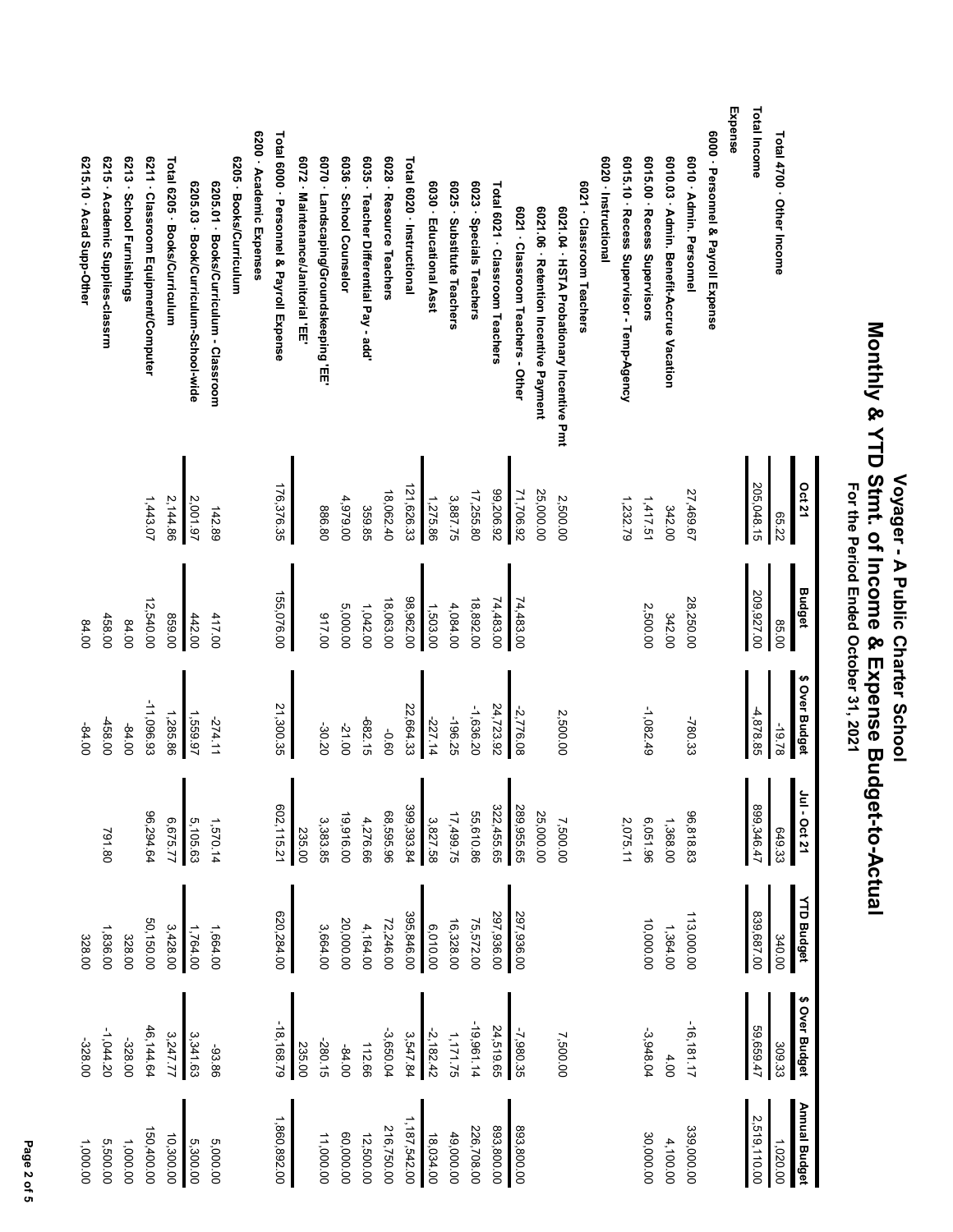# Voyager - A Public Charter School

## Monthly & YTD Stmt. of Income & Expense Budget-to-Actual

### For the Period Ended October 31, 2021

| | Oct 21 | Budget | $ Over Budget | Jul - Oct 21 | YTD Budget | $ Over Budget | Annual Budget |
|---|---|---|---|---|---|---|---|
| Total 4700 · Other Income | 65.22 | 85.00 | -19.78 | 649.33 | 340.00 | 309.33 | 1,020.00 |
| **Total Income** | 205,048.15 | 209,927.00 | -4,878.85 | 899,346.47 | 839,687.00 | 59,659.47 | 2,519,110.00 |
| **Expense** | | | | | | | |
| 6000 · Personnel & Payroll Expense | | | | | | | |
| 6010 · Admin. Personnel | 27,469.67 | 28,250.00 | -780.33 | 96,818.83 | 113,000.00 | -16,181.17 | 339,000.00 |
| 6010.03 · Admin. Benefit-Accrue Vacation | 342.00 | 342.00 | | 1,368.00 | 1,364.00 | 4.00 | 4,100.00 |
| 6015.00 · Recess Supervisors | 1,417.51 | 2,500.00 | -1,082.49 | 6,051.96 | 10,000.00 | -3,948.04 | 30,000.00 |
| 6015.10 · Recess Supervisor - Temp-Agency | 1,232.79 | | | 2,075.11 | | | |
| 6020 · Instructional | | | | | | | |
| 6021 · Classroom Teachers | | | | | | | |
| 6021.04 · HSTA Probationary Incentive Pmt | 2,500.00 | | 2,500.00 | 7,500.00 | | 7,500.00 | |
| 6021.06 · Retention Incentive Payment | 25,000.00 | | | 25,000.00 | | | |
| 6021 · Classroom Teachers - Other | 71,706.92 | 74,483.00 | -2,776.08 | 289,955.65 | 297,936.00 | -7,980.35 | 893,800.00 |
| Total 6021 · Classroom Teachers | 99,206.92 | 74,483.00 | 24,723.92 | 322,455.65 | 297,936.00 | 24,519.65 | 893,800.00 |
| 6023 · Specials Teachers | 17,255.80 | 18,892.00 | -1,636.20 | 55,610.86 | 75,572.00 | -19,961.14 | 226,708.00 |
| 6025 · Substitute Teachers | 3,887.75 | 4,084.00 | -196.25 | 17,499.75 | 16,328.00 | 1,171.75 | 49,000.00 |
| 6030 · Educational Asst | 1,275.86 | 1,503.00 | -227.14 | 3,827.58 | 6,010.00 | -2,182.42 | 18,034.00 |
| Total 6020 · Instructional | 121,626.33 | 98,962.00 | 22,664.33 | 399,393.84 | 395,846.00 | 3,547.84 | 1,187,542.00 |
| 6028 · Resource Teachers | 18,062.40 | 18,063.00 | -0.60 | 68,595.96 | 72,246.00 | -3,650.04 | 216,750.00 |
| 6035 · Teacher Differential Pay - add' | 359.85 | 1,042.00 | -682.15 | 4,276.66 | 4,164.00 | 112.66 | 12,500.00 |
| 6036 · School Counselor | 4,979.00 | 5,000.00 | -21.00 | 19,916.00 | 20,000.00 | -84.00 | 60,000.00 |
| 6070 · Landscaping/Groundskeeping 'EE' | 886.80 | 917.00 | -30.20 | 3,383.85 | 3,664.00 | -280.15 | 11,000.00 |
| 6072 · Maintenance/Janitorial 'EE' | | | | 235.00 | | 235.00 | |
| Total 6000 · Personnel & Payroll Expense | 176,376.35 | 155,076.00 | 21,300.35 | 602,115.21 | 620,284.00 | -18,168.79 | 1,860,892.00 |
| 6200 · Academic Expenses | | | | | | | |
| 6205 · Books/Curriculum | | | | | | | |
| 6205.01 · Books/Curriculum - Classroom | 142.89 | 417.00 | -274.11 | 1,570.14 | 1,664.00 | -93.86 | 5,000.00 |
| 6205.03 · Book/Curriculum-School-wide | 2,001.97 | 442.00 | 1,559.97 | 5,105.63 | 1,764.00 | 3,341.63 | 5,300.00 |
| Total 6205 · Books/Curriculum | 2,144.86 | 859.00 | 1,285.86 | 6,675.77 | 3,428.00 | 3,247.77 | 10,300.00 |
| 6211 · Classroom Equipment/Computer | 1,443.07 | 12,540.00 | -11,096.93 | 96,294.64 | 50,150.00 | 46,144.64 | 150,400.00 |
| 6213 · School Furnishings | | 84.00 | -84.00 | | 328.00 | -328.00 | 1,000.00 |
| 6215 · Academic Supplies-classrm | | 458.00 | -458.00 | 791.80 | 1,836.00 | -1,044.20 | 5,500.00 |
| 6215.10 · Acad Supp-Other | | 84.00 | -84.00 | | 328.00 | -328.00 | 1,000.00 |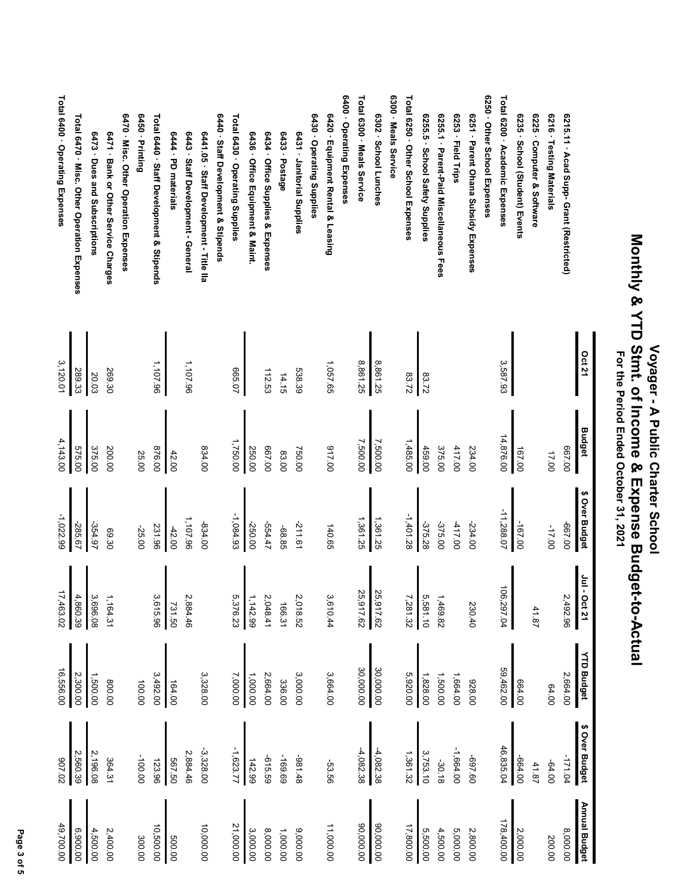# Voyager - A Public Charter School
## Monthly & YTD Stmt. of Income & Expense Budget-to-Actual
### For the Period Ended October 31, 2021

| | Oct 21 | Budget | $ Over Budget | Jul - Oct 21 | YTD Budget | $ Over Budget | Annual Budget |
|---|---|---|---|---|---|---|---|
| 6215.11 · Acad Supp- Grant (Restricted) | | 667.00 | -667.00 | 2,492.96 | 2,664.00 | -171.04 | 8,000.00 |
| 6216 · Testing Materials | | 17.00 | -17.00 | | 64.00 | -64.00 | 200.00 |
| 6225 · Computer & Software | | | | 41.87 | | 41.87 | |
| 6235 · School (Student) Events | | 167.00 | -167.00 | | 664.00 | -664.00 | 2,000.00 |
| **Total 6200 · Academic Expenses** | 3,587.93 | 14,876.00 | -11,288.07 | 106,297.04 | 59,462.00 | 46,835.04 | 178,400.00 |
| **6250 · Other School Expenses** | | | | | | | |
| 6251 · Parent Ohana Subsidy Expenses | | 234.00 | -234.00 | 230.40 | 928.00 | -697.60 | 2,800.00 |
| 6253 · Field Trips | | 417.00 | -417.00 | | 1,664.00 | -1,664.00 | 5,000.00 |
| 6255.1 · Parent-Paid Miscellaneous Fees | | 375.00 | -375.00 | 1,469.82 | 1,500.00 | -30.18 | 4,500.00 |
| 6255.5 · School Safety Supplies | 83.72 | 459.00 | -375.28 | 5,581.10 | 1,828.00 | 3,753.10 | 5,500.00 |
| **Total 6250 · Other School Expenses** | 83.72 | 1,485.00 | -1,401.28 | 7,281.32 | 5,920.00 | 1,361.32 | 17,800.00 |
| **6300 · Meals Service** | | | | | | | |
| 6302 · School Lunches | 8,861.25 | 7,500.00 | 1,361.25 | 25,917.62 | 30,000.00 | -4,082.38 | 90,000.00 |
| **Total 6300 · Meals Service** | 8,861.25 | 7,500.00 | 1,361.25 | 25,917.62 | 30,000.00 | -4,082.38 | 90,000.00 |
| **6400 · Operating Expenses** | | | | | | | |
| 6420 · Equipment Rental & Leasing | 1,057.65 | 917.00 | 140.65 | 3,610.44 | 3,664.00 | -53.56 | 11,000.00 |
| **6430 · Operating Supplies** | | | | | | | |
| 6431 · Janitorial Supplies | 538.39 | 750.00 | -211.61 | 2,018.52 | 3,000.00 | -981.48 | 9,000.00 |
| 6433 · Postage | 14.15 | 83.00 | -68.85 | 166.31 | 336.00 | -169.69 | 1,000.00 |
| 6434 · Office Supplies & Expenses | 112.53 | 667.00 | -554.47 | 2,048.41 | 2,664.00 | -615.59 | 8,000.00 |
| 6436 · Office Equipment & Maint. | | 250.00 | -250.00 | 1,142.99 | 1,000.00 | 142.99 | 3,000.00 |
| **Total 6430 · Operating Supplies** | 665.07 | 1,750.00 | -1,084.93 | 5,376.23 | 7,000.00 | -1,623.77 | 21,000.00 |
| **6440 · Staff Development & Stipends** | | | | | | | |
| 6441.05 · Staff Development - Title IIa | | 834.00 | -834.00 | | 3,328.00 | -3,328.00 | 10,000.00 |
| 6443 · Staff Development - General | 1,107.96 | | 1,107.96 | 2,884.46 | | 2,884.46 | |
| 6444 · PD materials | | 42.00 | -42.00 | 731.50 | 164.00 | 567.50 | 500.00 |
| **Total 6440 · Staff Development & Stipends** | 1,107.96 | 876.00 | 231.96 | 3,615.96 | 3,492.00 | 123.96 | 10,500.00 |
| 6450 · Printing | | 25.00 | -25.00 | | 100.00 | -100.00 | 300.00 |
| **6470 · Misc. Other Operation Expenses** | | | | | | | |
| 6471 · Bank or Other Service Charges | 269.30 | 200.00 | 69.30 | 1,164.31 | 800.00 | 364.31 | 2,400.00 |
| 6473 · Dues and Subscriptions | 20.03 | 375.00 | -354.97 | 3,696.08 | 1,500.00 | 2,196.08 | 4,500.00 |
| **Total 6470 · Misc. Other Operation Expenses** | 289.33 | 575.00 | -285.67 | 4,860.39 | 2,300.00 | 2,560.39 | 6,900.00 |
| **Total 6400 · Operating Expenses** | 3,120.01 | 4,143.00 | -1,022.99 | 17,463.02 | 16,556.00 | 907.02 | 49,700.00 |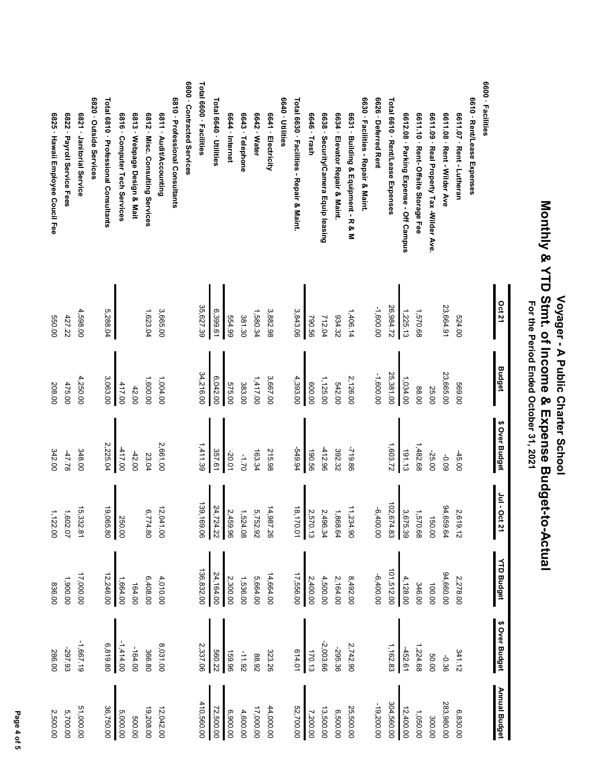# Voyager - A Public Charter School

## Monthly & YTD Stmt. of Income & Expense Budget-to-Actual

### For the Period Ended October 31, 2021

| | Oct 21 | Budget | $ Over Budget | Jul - Oct 21 | YTD Budget | $ Over Budget | Annual Budget |
|---|---|---|---|---|---|---|---|
| **6600 · Facilities** | | | | | | | |
| **6610 · Rent/Lease Expenses** | | | | | | | |
| 6611.07 · Rent - Lutheran | 524.00 | 569.00 | -45.00 | 2,619.12 | 2,278.00 | 341.12 | 6,830.00 |
| 6611.08 · Rent - Wilder Ave | 23,664.91 | 23,665.00 | -0.09 | 94,659.64 | 94,660.00 | -0.36 | 283,980.00 |
| 6611.09 · Real Property Tax -Wilder Ave. | | 25.00 | -25.00 | 150.00 | 100.00 | 50.00 | 300.00 |
| 6611.10 · Rent- Offsite Storage Fee | 1,570.68 | 88.00 | 1,482.68 | 1,570.68 | 346.00 | 1,224.68 | 1,050.00 |
| 6612.08 · Parking Expense - Off Campus | 1,225.13 | 1,034.00 | 191.13 | 3,675.39 | 4,128.00 | -452.61 | 12,400.00 |
| **Total 6610 · Rent/Lease Expenses** | 26,984.72 | 25,381.00 | 1,603.72 | 102,674.83 | 101,512.00 | 1,162.83 | 304,560.00 |
| 6626 · Deferred Rent | -1,600.00 | -1,600.00 | | -6,400.00 | -6,400.00 | | -19,200.00 |
| **6630 · Facilities - Repair & Maint.** | | | | | | | |
| 6631 · Building & Equipment - R & M | 1,406.14 | 2,126.00 | -719.86 | 11,234.90 | 8,492.00 | 2,742.90 | 25,500.00 |
| 6634 · Elevator Repair & Maint. | 934.32 | 542.00 | 392.32 | 1,868.64 | 2,164.00 | -295.36 | 6,500.00 |
| 6638 · Security/Camera Equip leasing | 712.04 | 1,125.00 | -412.96 | 2,496.34 | 4,500.00 | -2,003.66 | 13,500.00 |
| 6646 · Trash | 790.56 | 600.00 | 190.56 | 2,570.13 | 2,400.00 | 170.13 | 7,200.00 |
| **Total 6630 · Facilities - Repair & Maint.** | 3,843.06 | 4,393.00 | -549.94 | 18,170.01 | 17,556.00 | 614.01 | 52,700.00 |
| **6640 · Utilities** | | | | | | | |
| 6641 · Electricity | 3,882.98 | 3,667.00 | 215.98 | 14,987.26 | 14,664.00 | 323.26 | 44,000.00 |
| 6642 · Water | 1,580.34 | 1,417.00 | 163.34 | 5,752.92 | 5,664.00 | 88.92 | 17,000.00 |
| 6643 · Telephone | 381.30 | 383.00 | -1.70 | 1,524.08 | 1,536.00 | -11.92 | 4,600.00 |
| 6644 · Internet | 554.99 | 575.00 | -20.01 | 2,459.96 | 2,300.00 | 159.96 | 6,900.00 |
| **Total 6640 · Utilities** | 6,399.61 | 6,042.00 | 357.61 | 24,724.22 | 24,164.00 | 560.22 | 72,500.00 |
| **Total 6600 · Facilities** | 35,627.39 | 34,216.00 | 1,411.39 | 139,169.06 | 136,832.00 | 2,337.06 | 410,560.00 |
| **6800 · Contracted Services** | | | | | | | |
| **6810 · Professional Consultants** | | | | | | | |
| 6811 · Audit/Accounting | 3,665.00 | 1,004.00 | 2,661.00 | 12,041.00 | 4,010.00 | 8,031.00 | 12,042.00 |
| 6812 · Misc. Consulting Services | 1,623.04 | 1,600.00 | 23.04 | 6,774.80 | 6,408.00 | 366.80 | 19,208.00 |
| 6813 · Webpage Design & Mait | | 42.00 | -42.00 | | 164.00 | -164.00 | 500.00 |
| 6816 · Computer Tech Services | | 417.00 | -417.00 | 250.00 | 1,664.00 | -1,414.00 | 5,000.00 |
| **Total 6810 · Professional Consultants** | 5,288.04 | 3,063.00 | 2,225.04 | 19,065.80 | 12,246.00 | 6,819.80 | 36,750.00 |
| **6820 · Outside Services** | | | | | | | |
| 6821 · Janitorial Service | 4,598.00 | 4,250.00 | 348.00 | 15,332.81 | 17,000.00 | -1,667.19 | 51,000.00 |
| 6822 · Payroll Service Fees | 427.22 | 475.00 | -47.78 | 1,602.07 | 1,900.00 | -297.93 | 5,700.00 |
| 6825 · Hawaii Employee Coucil Fee | 550.00 | 208.00 | 342.00 | 1,122.00 | 836.00 | 286.00 | 2,500.00 |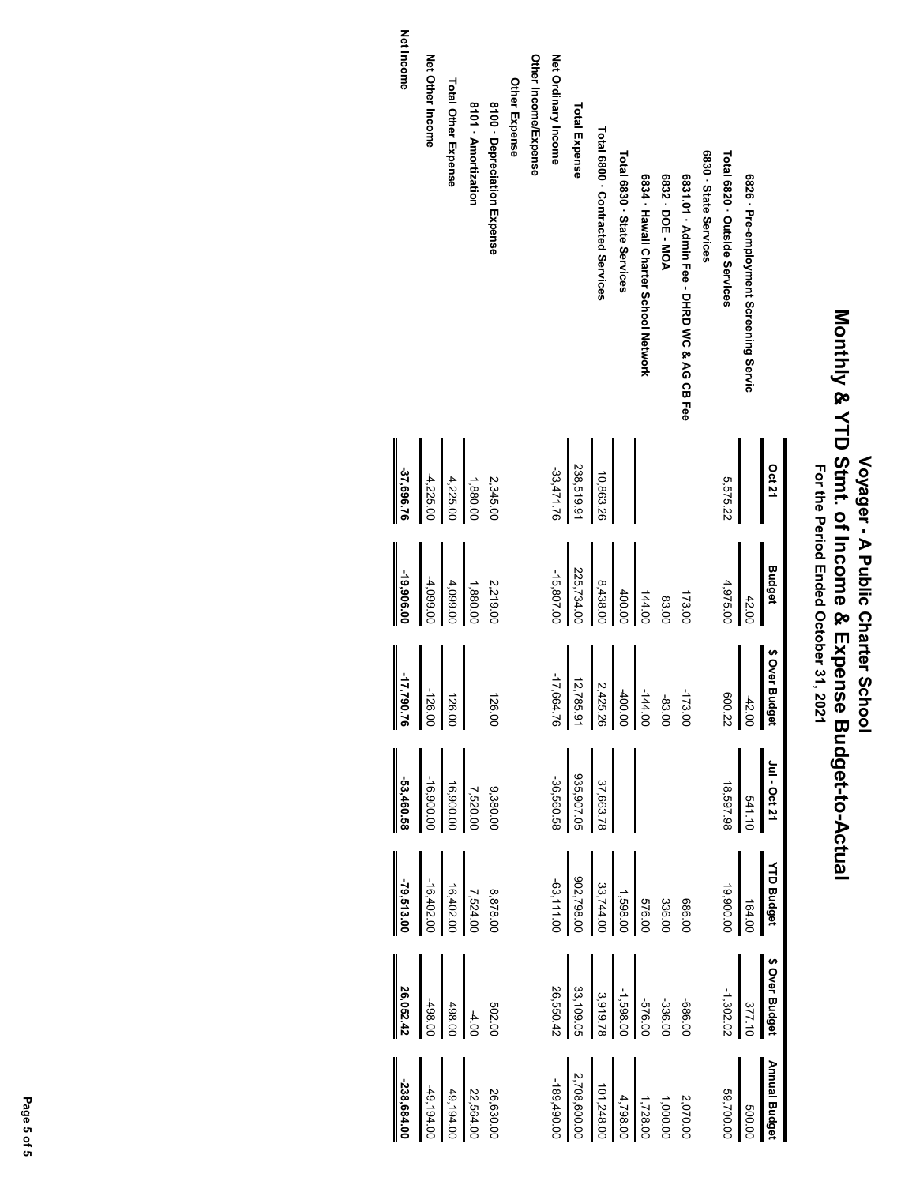# Voyager - A Public Charter School

## Monthly & YTD Stmt. of Income & Expense Budget-to-Actual

### For the Period Ended October 31, 2021

| | Oct 21 | Budget | $ Over Budget | Jul - Oct 21 | YTD Budget | $ Over Budget | Annual Budget |
|---|---|---|---|---|---|---|---|
| 6826 · Pre-employment Screening Servic | | 42.00 | -42.00 | 541.10 | 164.00 | 377.10 | 500.00 |
| Total 6820 · Outside Services | 5,575.22 | 4,975.00 | 600.22 | 18,597.98 | 19,900.00 | -1,302.02 | 59,700.00 |
| 6830 · State Services | | | | | | | |
| 6831.01 · Admin Fee - DHRD WC & AG CB Fee | | 173.00 | -173.00 | | 686.00 | -686.00 | 2,070.00 |
| 6832 · DOE - MOA | | 83.00 | -83.00 | | 336.00 | -336.00 | 1,000.00 |
| 6834 · Hawaii Charter School Network | | 144.00 | -144.00 | | 576.00 | -576.00 | 1,728.00 |
| Total 6830 · State Services | | 400.00 | -400.00 | | 1,598.00 | -1,598.00 | 4,798.00 |
| Total 6800 · Contracted Services | 10,863.26 | 8,438.00 | 2,425.26 | 37,663.78 | 33,744.00 | 3,919.78 | 101,248.00 |
| Total Expense | 238,519.91 | 225,734.00 | 12,785.91 | 935,907.05 | 902,798.00 | 33,109.05 | 2,708,600.00 |
| Net Ordinary Income | -33,471.76 | -15,807.00 | -17,664.76 | -36,560.58 | -63,111.00 | 26,550.42 | -189,490.00 |
| Other Income/Expense | | | | | | | |
| Other Expense | | | | | | | |
| 8100 · Depreciation Expense | 2,345.00 | 2,219.00 | 126.00 | 9,380.00 | 8,878.00 | 502.00 | 26,630.00 |
| 8101 · Amortization | 1,880.00 | 1,880.00 | | 7,520.00 | 7,524.00 | -4.00 | 22,564.00 |
| Total Other Expense | 4,225.00 | 4,099.00 | 126.00 | 16,900.00 | 16,402.00 | 498.00 | 49,194.00 |
| Net Other Income | -4,225.00 | -4,099.00 | -126.00 | -16,900.00 | -16,402.00 | -498.00 | -49,194.00 |
| **Net Income** | **-37,696.76** | **-19,906.00** | **-17,790.76** | **-53,460.58** | **-79,513.00** | **26,052.42** | **-238,684.00** |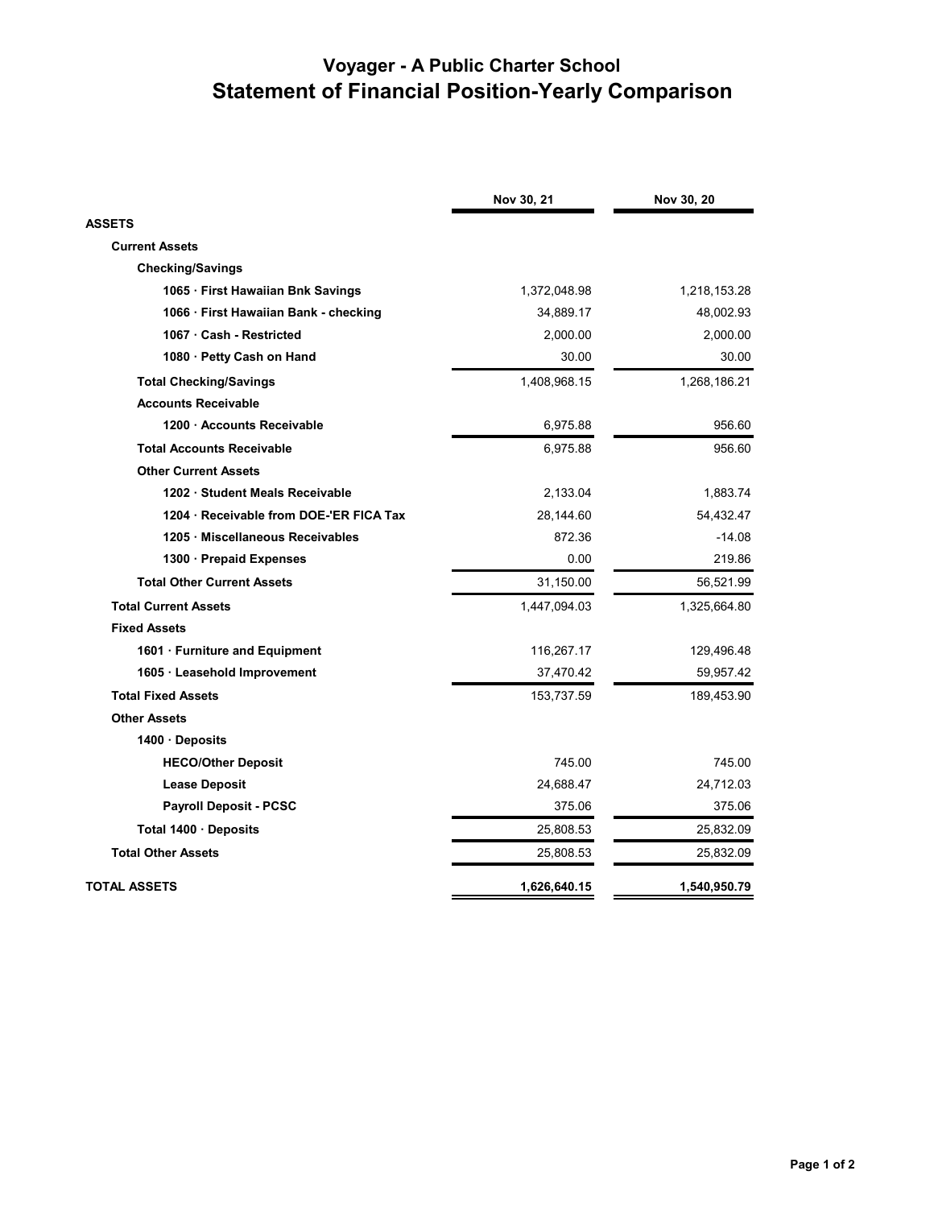# Voyager - A Public Charter School
## Statement of Financial Position-Yearly Comparison

| | Nov 30, 21 | Nov 30, 20 |
|---|---|---|
| **ASSETS** | | |
| **Current Assets** | | |
| **Checking/Savings** | | |
| **1065 · First Hawaiian Bnk Savings** | 1,372,048.98 | 1,218,153.28 |
| **1066 · First Hawaiian Bank - checking** | 34,889.17 | 48,002.93 |
| **1067 · Cash - Restricted** | 2,000.00 | 2,000.00 |
| **1080 · Petty Cash on Hand** | 30.00 | 30.00 |
| **Total Checking/Savings** | 1,408,968.15 | 1,268,186.21 |
| **Accounts Receivable** | | |
| **1200 · Accounts Receivable** | 6,975.88 | 956.60 |
| **Total Accounts Receivable** | 6,975.88 | 956.60 |
| **Other Current Assets** | | |
| **1202 · Student Meals Receivable** | 2,133.04 | 1,883.74 |
| **1204 · Receivable from DOE-'ER FICA Tax** | 28,144.60 | 54,432.47 |
| **1205 · Miscellaneous Receivables** | 872.36 | -14.08 |
| **1300 · Prepaid Expenses** | 0.00 | 219.86 |
| **Total Other Current Assets** | 31,150.00 | 56,521.99 |
| **Total Current Assets** | 1,447,094.03 | 1,325,664.80 |
| **Fixed Assets** | | |
| **1601 · Furniture and Equipment** | 116,267.17 | 129,496.48 |
| **1605 · Leasehold Improvement** | 37,470.42 | 59,957.42 |
| **Total Fixed Assets** | 153,737.59 | 189,453.90 |
| **Other Assets** | | |
| **1400 · Deposits** | | |
| **HECO/Other Deposit** | 745.00 | 745.00 |
| **Lease Deposit** | 24,688.47 | 24,712.03 |
| **Payroll Deposit - PCSC** | 375.06 | 375.06 |
| **Total 1400 · Deposits** | 25,808.53 | 25,832.09 |
| **Total Other Assets** | 25,808.53 | 25,832.09 |
| **TOTAL ASSETS** | **1,626,640.15** | **1,540,950.79** |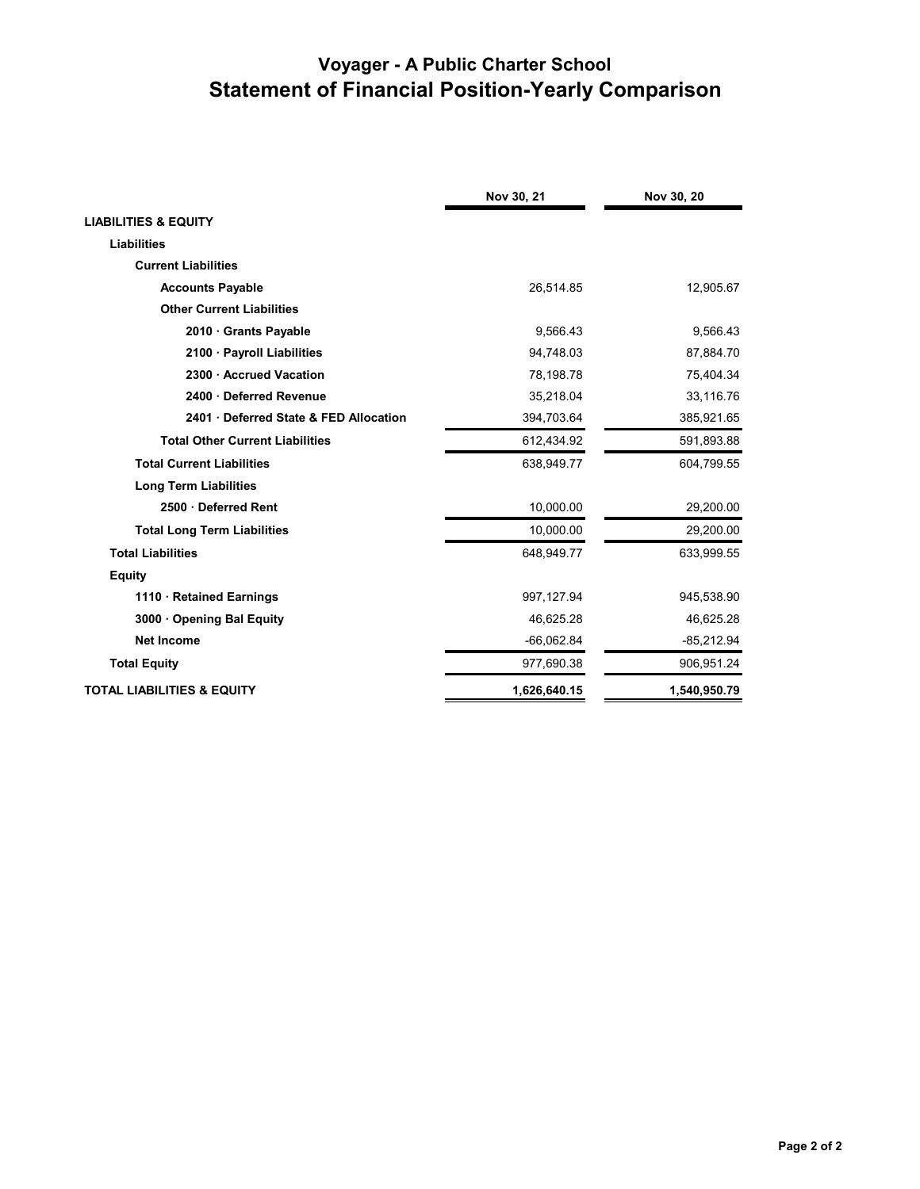# Voyager - A Public Charter School
## Statement of Financial Position-Yearly Comparison

| | Nov 30, 21 | Nov 30, 20 |
|---|---|---|
| **LIABILITIES & EQUITY** | | |
| **Liabilities** | | |
| **Current Liabilities** | | |
| **Accounts Payable** | 26,514.85 | 12,905.67 |
| **Other Current Liabilities** | | |
| **2010 · Grants Payable** | 9,566.43 | 9,566.43 |
| **2100 · Payroll Liabilities** | 94,748.03 | 87,884.70 |
| **2300 · Accrued Vacation** | 78,198.78 | 75,404.34 |
| **2400 · Deferred Revenue** | 35,218.04 | 33,116.76 |
| **2401 · Deferred State & FED Allocation** | 394,703.64 | 385,921.65 |
| **Total Other Current Liabilities** | 612,434.92 | 591,893.88 |
| **Total Current Liabilities** | 638,949.77 | 604,799.55 |
| **Long Term Liabilities** | | |
| **2500 · Deferred Rent** | 10,000.00 | 29,200.00 |
| **Total Long Term Liabilities** | 10,000.00 | 29,200.00 |
| **Total Liabilities** | 648,949.77 | 633,999.55 |
| **Equity** | | |
| **1110 · Retained Earnings** | 997,127.94 | 945,538.90 |
| **3000 · Opening Bal Equity** | 46,625.28 | 46,625.28 |
| **Net Income** | -66,062.84 | -85,212.94 |
| **Total Equity** | 977,690.38 | 906,951.24 |
| **TOTAL LIABILITIES & EQUITY** | **1,626,640.15** | **1,540,950.79** |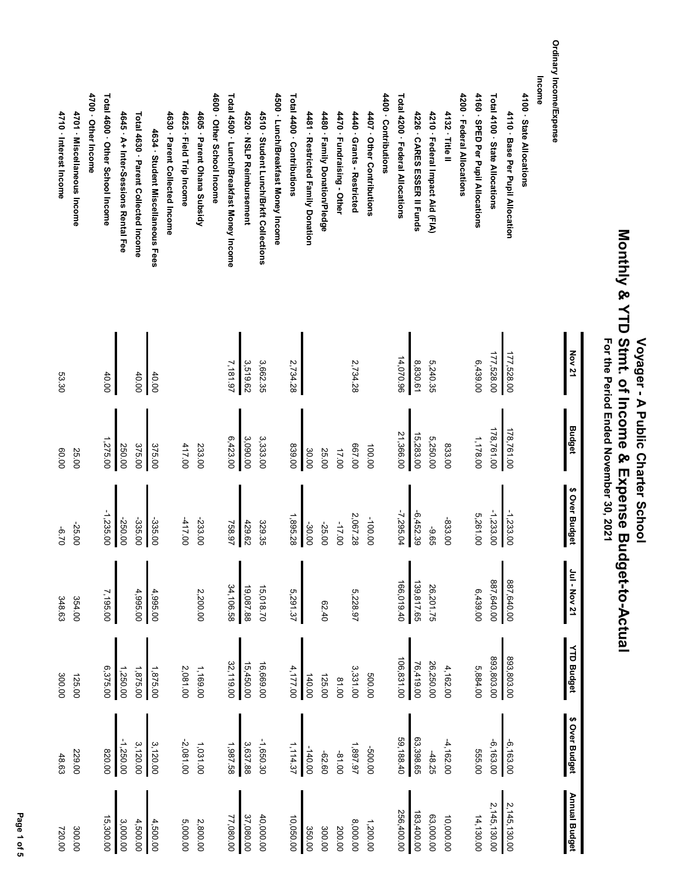# Voyager - A Public Charter School
## Monthly & YTD Stmt. of Income & Expense Budget-to-Actual
### For the Period Ended November 30, 2021

| | Nov 21 | Budget | $ Over Budget | Jul - Nov 21 | YTD Budget | $ Over Budget | Annual Budget |
|---|---|---|---|---|---|---|---|
| **Ordinary Income/Expense** | | | | | | | |
| **Income** | | | | | | | |
| **4100 · State Allocations** | | | | | | | |
| 4110 · Base Per Pupil Allocation | 177,528.00 | 178,761.00 | -1,233.00 | 887,640.00 | 893,803.00 | -6,163.00 | 2,145,130.00 |
| **Total 4100 · State Allocations** | 177,528.00 | 178,761.00 | -1,233.00 | 887,640.00 | 893,803.00 | -6,163.00 | 2,145,130.00 |
| **4160 · SPED Per Pupil Allocations** | 6,439.00 | 1,178.00 | 5,261.00 | 6,439.00 | 5,884.00 | 555.00 | 14,130.00 |
| **4200 · Federal Allocations** | | | | | | | |
| 4132 · Title II | | 833.00 | -833.00 | | 4,162.00 | -4,162.00 | 10,000.00 |
| 4210 · Federal Impact Aid (FIA) | 5,240.35 | 5,250.00 | -9.65 | 26,201.75 | 26,250.00 | -48.25 | 63,000.00 |
| 4226 · CARES ESSER II Funds | 8,830.61 | 15,283.00 | -6,452.39 | 139,817.65 | 76,419.00 | 63,398.65 | 183,400.00 |
| **Total 4200 · Federal Allocations** | 14,070.96 | 21,366.00 | -7,295.04 | 166,019.40 | 106,831.00 | 59,188.40 | 256,400.00 |
| **4400 · Contributions** | | | | | | | |
| 4407 · Other Contributions | | 100.00 | -100.00 | | 500.00 | -500.00 | 1,200.00 |
| 4440 · Grants - Restricted | 2,734.28 | 667.00 | 2,067.28 | 5,228.97 | 3,331.00 | 1,897.97 | 8,000.00 |
| 4470 · Fundraising - Other | | 17.00 | -17.00 | | 81.00 | -81.00 | 200.00 |
| 4480 · Family Donation/Pledge | | 25.00 | -25.00 | 62.40 | 125.00 | -62.60 | 300.00 |
| 4481 · Restricted Family Donation | | 30.00 | -30.00 | | 140.00 | -140.00 | 350.00 |
| **Total 4400 · Contributions** | 2,734.28 | 839.00 | 1,895.28 | 5,291.37 | 4,177.00 | 1,114.37 | 10,050.00 |
| **4500 · Lunch/Breakfast Money Income** | | | | | | | |
| 4510 · Student Lunch/Brkft Collections | 3,662.35 | 3,333.00 | 329.35 | 15,018.70 | 16,669.00 | -1,650.30 | 40,000.00 |
| 4520 · NSLP Reimbursement | 3,519.62 | 3,090.00 | 429.62 | 19,087.88 | 15,450.00 | 3,637.88 | 37,080.00 |
| **Total 4500 · Lunch/Breakfast Money Income** | 7,181.97 | 6,423.00 | 758.97 | 34,106.58 | 32,119.00 | 1,987.58 | 77,080.00 |
| **4600 · Other School Income** | | | | | | | |
| 4605 · Parent Ohana Subsidy | | 233.00 | -233.00 | 2,200.00 | 1,169.00 | 1,031.00 | 2,800.00 |
| 4625 · Field Trip Income | | 417.00 | -417.00 | | 2,081.00 | -2,081.00 | 5,000.00 |
| **4630 · Parent Collected Income** | | | | | | | |
| 4634 · Student Miscellaneous Fees | 40.00 | 375.00 | -335.00 | 4,995.00 | 1,875.00 | 3,120.00 | 4,500.00 |
| **Total 4630 · Parent Collected Income** | 40.00 | 375.00 | -335.00 | 4,995.00 | 1,875.00 | 3,120.00 | 4,500.00 |
| 4645 · A+ Inter-Sessions Rental Fee | | 250.00 | -250.00 | | 1,250.00 | -1,250.00 | 3,000.00 |
| **Total 4600 · Other School Income** | 40.00 | 1,275.00 | -1,235.00 | 7,195.00 | 6,375.00 | 820.00 | 15,300.00 |
| **4700 · Other Income** | | | | | | | |
| 4701 · Miscellaneous Income | | 25.00 | -25.00 | 354.00 | 125.00 | 229.00 | 300.00 |
| 4710 · Interest Income | 53.30 | 60.00 | -6.70 | 348.63 | 300.00 | 48.63 | 720.00 |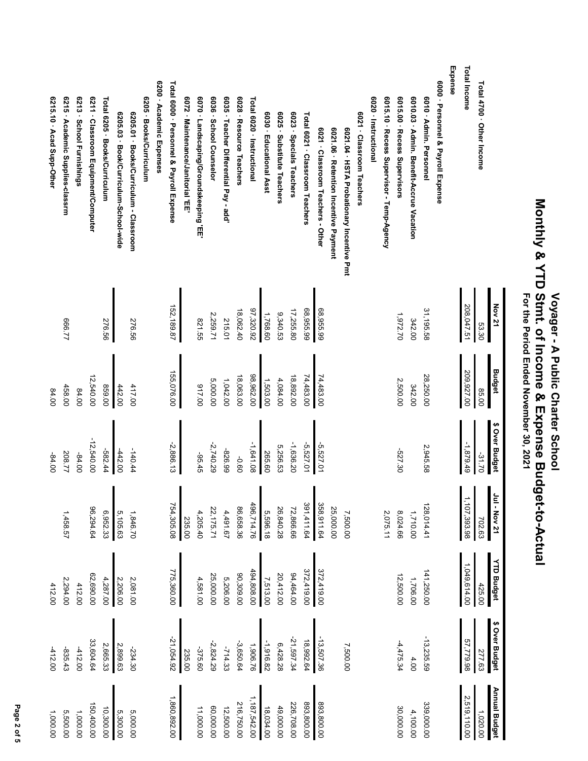# Voyager - A Public Charter School

## Monthly & YTD Stmt. of Income & Expense Budget-to-Actual

### For the Period Ended November 30, 2021

| | Nov 21 | Budget | $ Over Budget | Jul - Nov 21 | YTD Budget | $ Over Budget | Annual Budget |
|---|---|---|---|---|---|---|---|
| Total 4700 · Other Income | 53.30 | 85.00 | -31.70 | 702.63 | 425.00 | 277.63 | 1,020.00 |
| Total Income | 208,047.51 | 209,927.00 | -1,879.49 | 1,107,393.98 | 1,049,614.00 | 57,779.98 | 2,519,110.00 |
| **Expense** | | | | | | | |
| 6000 · Personnel & Payroll Expense | | | | | | | |
| 6010 · Admin. Personnel | 31,195.58 | 28,250.00 | 2,945.58 | 128,014.41 | 141,250.00 | -13,235.59 | 339,000.00 |
| 6010.03 · Admin. Benefit-Accrue Vacation | 342.00 | 342.00 | | 1,710.00 | 1,706.00 | 4.00 | 4,100.00 |
| 6015.00 · Recess Supervisors | 1,972.70 | 2,500.00 | -527.30 | 8,024.66 | 12,500.00 | -4,475.34 | 30,000.00 |
| 6015.10 · Recess Supervisor - Temp-Agency | | | | 2,075.11 | | | |
| 6020 · Instructional | | | | | | | |
| 6021 · Classroom Teachers | | | | | | | |
| 6021.04 · HSTA Probationary Incentive Pmt | | | | 7,500.00 | | 7,500.00 | |
| 6021.06 · Retention Incentive Payment | | | | 25,000.00 | | | |
| 6021 · Classroom Teachers - Other | 68,955.99 | 74,483.00 | -5,527.01 | 358,911.64 | 372,419.00 | -13,507.36 | 893,800.00 |
| Total 6021 · Classroom Teachers | 68,955.99 | 74,483.00 | -5,527.01 | 391,411.64 | 372,419.00 | 18,992.64 | 893,800.00 |
| 6023 · Specials Teachers | 17,255.80 | 18,892.00 | -1,636.20 | 72,866.66 | 94,464.00 | -21,597.34 | 226,708.00 |
| 6025 · Substitute Teachers | 9,340.53 | 4,084.00 | 5,256.53 | 26,840.28 | 20,412.00 | 6,428.28 | 49,000.00 |
| 6030 · Educational Asst | 1,768.60 | 1,503.00 | 265.60 | 5,596.18 | 7,513.00 | -1,916.82 | 18,034.00 |
| Total 6020 · Instructional | 97,320.92 | 98,962.00 | -1,641.08 | 496,714.76 | 494,808.00 | 1,906.76 | 1,187,542.00 |
| 6028 · Resource Teachers | 18,062.40 | 18,063.00 | -0.60 | 86,658.36 | 90,309.00 | -3,650.64 | 216,750.00 |
| 6035 · Teacher Differential Pay - add' | 215.01 | 1,042.00 | -826.99 | 4,491.67 | 5,206.00 | -714.33 | 12,500.00 |
| 6036 · School Counselor | 2,259.71 | 5,000.00 | -2,740.29 | 22,175.71 | 25,000.00 | -2,824.29 | 60,000.00 |
| 6070 · Landscaping/Groundskeeping 'EE' | 821.55 | 917.00 | -95.45 | 4,205.40 | 4,581.00 | -375.60 | 11,000.00 |
| 6072 · Maintenance/Janitorial 'EE' | | | | 235.00 | | 235.00 | |
| Total 6000 · Personnel & Payroll Expense | 152,189.87 | 155,076.00 | -2,886.13 | 754,305.08 | 775,360.00 | -21,054.92 | 1,860,892.00 |
| 6200 · Academic Expenses | | | | | | | |
| 6205 · Books/Curriculum | | | | | | | |
| 6205.01 · Books/Curriculum - Classroom | 276.56 | 417.00 | -140.44 | 1,846.70 | 2,081.00 | -234.30 | 5,000.00 |
| 6205.03 · Book/Curriculum-School-wide | | 442.00 | -442.00 | 5,105.63 | 2,206.00 | 2,899.63 | 5,300.00 |
| Total 6205 · Books/Curriculum | 276.56 | 859.00 | -582.44 | 6,952.33 | 4,287.00 | 2,665.33 | 10,300.00 |
| 6211 · Classroom Equipment/Computer | | 12,540.00 | -12,540.00 | 96,294.64 | 62,690.00 | 33,604.64 | 150,400.00 |
| 6213 · School Furnishings | | 84.00 | -84.00 | | 412.00 | -412.00 | 1,000.00 |
| 6215 · Academic Supplies-classrm | 666.77 | 458.00 | 208.77 | 1,458.57 | 2,294.00 | -835.43 | 5,500.00 |
| 6215.10 · Acad Supp-Other | | 84.00 | -84.00 | | 412.00 | -412.00 | 1,000.00 |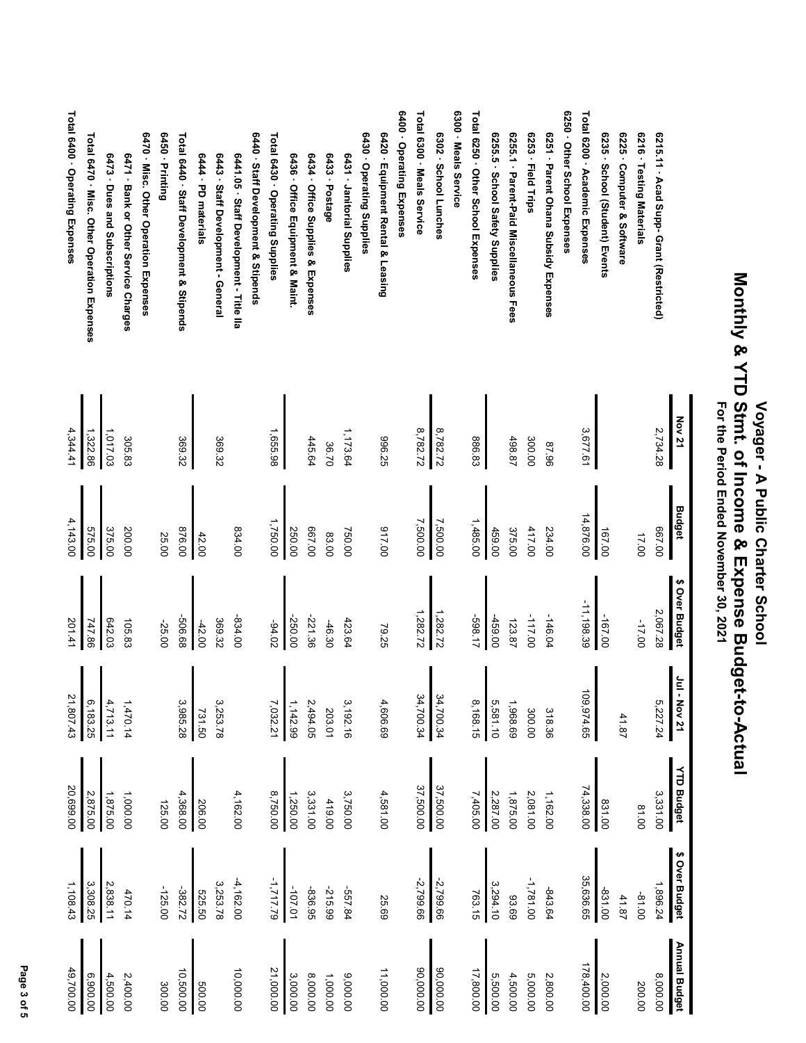# Voyager - A Public Charter School

## Monthly & YTD Stmt. of Income & Expense Budget-to-Actual

### For the Period Ended November 30, 2021

| | Nov 21 | Budget | $ Over Budget | Jul - Nov 21 | YTD Budget | $ Over Budget | Annual Budget |
|---|---|---|---|---|---|---|---|
| 6215.11 · Acad Supp- Grant (Restricted) | 2,734.28 | 667.00 | 2,067.28 | 5,227.24 | 3,331.00 | 1,896.24 | 8,000.00 |
| 6216 · Testing Materials | | 17.00 | -17.00 | | 81.00 | -81.00 | 200.00 |
| 6225 · Computer & Software | | | | 41.87 | | 41.87 | |
| 6235 · School (Student) Events | | 167.00 | -167.00 | | 831.00 | -831.00 | 2,000.00 |
| Total 6200 · Academic Expenses | 3,677.61 | 14,876.00 | -11,198.39 | 109,974.65 | 74,338.00 | 35,636.65 | 178,400.00 |
| 6250 · Other School Expenses | | | | | | | |
| 6251 · Parent Ohana Subsidy Expenses | 87.96 | 234.00 | -146.04 | 318.36 | 1,162.00 | -843.64 | 2,800.00 |
| 6253 · Field Trips | 300.00 | 417.00 | -117.00 | 300.00 | 2,081.00 | -1,781.00 | 5,000.00 |
| 6255.1 · Parent-Paid Miscellaneous Fees | 498.87 | 375.00 | 123.87 | 1,968.69 | 1,875.00 | 93.69 | 4,500.00 |
| 6255.5 · School Safety Supplies | | 459.00 | -459.00 | 5,581.10 | 2,287.00 | 3,294.10 | 5,500.00 |
| Total 6250 · Other School Expenses | 886.83 | 1,485.00 | -598.17 | 8,168.15 | 7,405.00 | 763.15 | 17,800.00 |
| 6300 · Meals Service | | | | | | | |
| 6302 · School Lunches | 8,782.72 | 7,500.00 | 1,282.72 | 34,700.34 | 37,500.00 | -2,799.66 | 90,000.00 |
| Total 6300 · Meals Service | 8,782.72 | 7,500.00 | 1,282.72 | 34,700.34 | 37,500.00 | -2,799.66 | 90,000.00 |
| 6400 · Operating Expenses | | | | | | | |
| 6420 · Equipment Rental & Leasing | 996.25 | 917.00 | 79.25 | 4,606.69 | 4,581.00 | 25.69 | 11,000.00 |
| 6430 · Operating Supplies | | | | | | | |
| 6431 · Janitorial Supplies | 1,173.64 | 750.00 | 423.64 | 3,192.16 | 3,750.00 | -557.84 | 9,000.00 |
| 6433 · Postage | 36.70 | 83.00 | -46.30 | 203.01 | 419.00 | -215.99 | 1,000.00 |
| 6434 · Office Supplies & Expenses | 445.64 | 667.00 | -221.36 | 2,494.05 | 3,331.00 | -836.95 | 8,000.00 |
| 6436 · Office Equipment & Maint. | | 250.00 | -250.00 | 1,142.99 | 1,250.00 | -107.01 | 3,000.00 |
| Total 6430 · Operating Supplies | 1,655.98 | 1,750.00 | -94.02 | 7,032.21 | 8,750.00 | -1,717.79 | 21,000.00 |
| 6440 · Staff Development & Stipends | | | | | | | |
| 6441.05 · Staff Development - Title IIa | | 834.00 | -834.00 | | 4,162.00 | -4,162.00 | 10,000.00 |
| 6443 · Staff Development - General | 369.32 | | 369.32 | 3,253.78 | | 3,253.78 | |
| 6444 · PD materials | | 42.00 | -42.00 | 731.50 | 206.00 | 525.50 | 500.00 |
| Total 6440 · Staff Development & Stipends | 369.32 | 876.00 | -506.68 | 3,985.28 | 4,368.00 | -382.72 | 10,500.00 |
| 6450 · Printing | | 25.00 | -25.00 | | 125.00 | -125.00 | 300.00 |
| 6470 · Misc. Other Operation Expenses | | | | | | | |
| 6471 · Bank or Other Service Charges | 305.83 | 200.00 | 105.83 | 1,470.14 | 1,000.00 | 470.14 | 2,400.00 |
| 6473 · Dues and Subscriptions | 1,017.03 | 375.00 | 642.03 | 4,713.11 | 1,875.00 | 2,838.11 | 4,500.00 |
| Total 6470 · Misc. Other Operation Expenses | 1,322.86 | 575.00 | 747.86 | 6,183.25 | 2,875.00 | 3,308.25 | 6,900.00 |
| Total 6400 · Operating Expenses | 4,344.41 | 4,143.00 | 201.41 | 21,807.43 | 20,699.00 | 1,108.43 | 49,700.00 |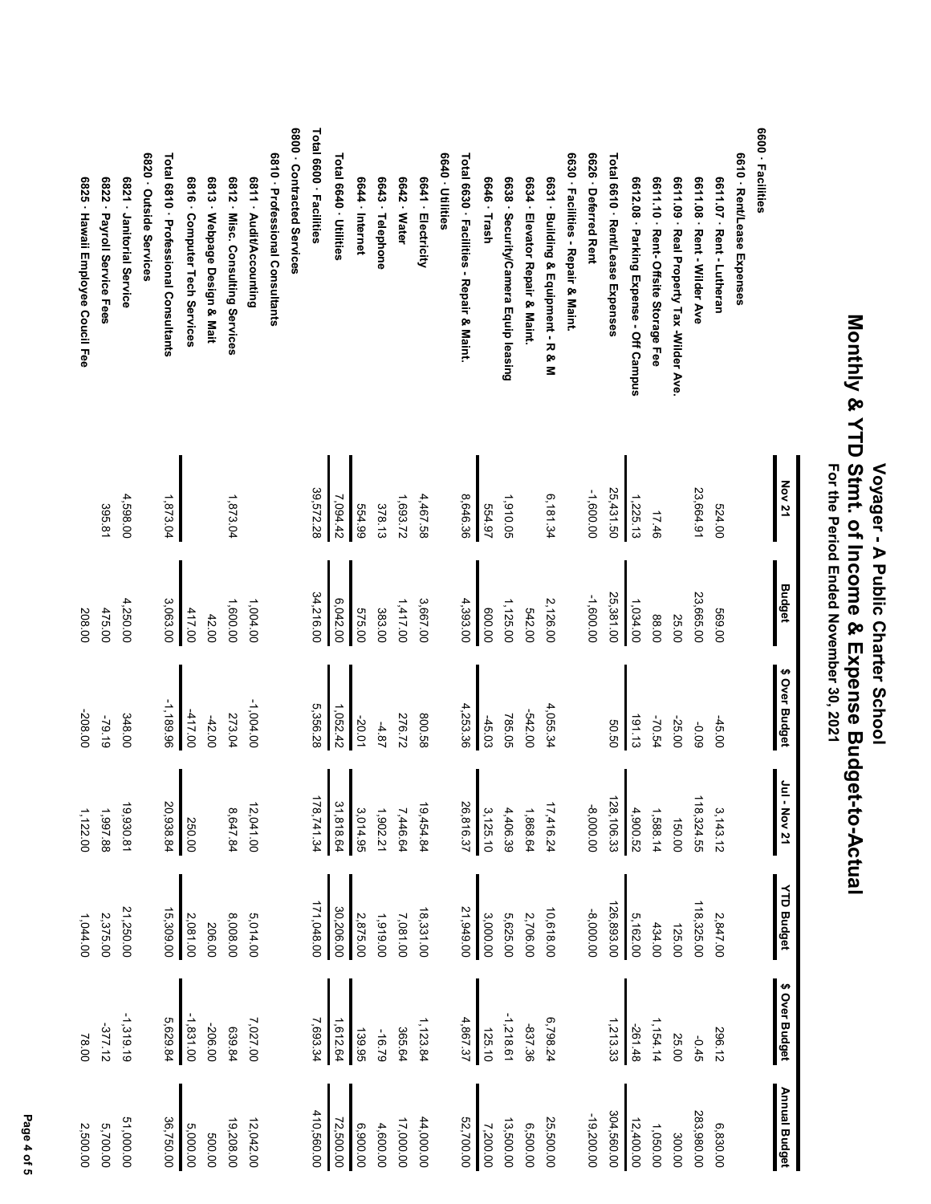# Voyager - A Public Charter School

## Monthly & YTD Stmt. of Income & Expense Budget-to-Actual

### For the Period Ended November 30, 2021

| | Nov 21 | Budget | $ Over Budget | Jul - Nov 21 | YTD Budget | $ Over Budget | Annual Budget |
|---|---|---|---|---|---|---|---|
| **6600 · Facilities** | | | | | | | |
| **6610 · Rent/Lease Expenses** | | | | | | | |
| 6611.07 · Rent - Lutheran | 524.00 | 569.00 | -45.00 | 3,143.12 | 2,847.00 | 296.12 | 6,830.00 |
| 6611.08 · Rent - Wilder Ave | 23,664.91 | 23,665.00 | -0.09 | 118,324.55 | 118,325.00 | -0.45 | 283,980.00 |
| 6611.09 · Real Property Tax -Wilder Ave. | | 25.00 | -25.00 | 150.00 | 125.00 | 25.00 | 300.00 |
| 6611.10 · Rent- Offsite Storage Fee | 17.46 | 88.00 | -70.54 | 1,588.14 | 434.00 | 1,154.14 | 1,050.00 |
| 6612.08 · Parking Expense - Off Campus | 1,225.13 | 1,034.00 | 191.13 | 4,900.52 | 5,162.00 | -261.48 | 12,400.00 |
| **Total 6610 · Rent/Lease Expenses** | 25,431.50 | 25,381.00 | 50.50 | 128,106.33 | 126,893.00 | 1,213.33 | 304,560.00 |
| 6626 · Deferred Rent | -1,600.00 | -1,600.00 | | -8,000.00 | -8,000.00 | | -19,200.00 |
| **6630 · Facilities - Repair & Maint.** | | | | | | | |
| 6631 · Building & Equipment - R & M | 6,181.34 | 2,126.00 | 4,055.34 | 17,416.24 | 10,618.00 | 6,798.24 | 25,500.00 |
| 6634 · Elevator Repair & Maint. | | 542.00 | -542.00 | 1,868.64 | 2,706.00 | -837.36 | 6,500.00 |
| 6638 · Security/Camera Equip leasing | 1,910.05 | 1,125.00 | 785.05 | 4,406.39 | 5,625.00 | -1,218.61 | 13,500.00 |
| 6646 · Trash | 554.97 | 600.00 | -45.03 | 3,125.10 | 3,000.00 | 125.10 | 7,200.00 |
| **Total 6630 · Facilities - Repair & Maint.** | 8,646.36 | 4,393.00 | 4,253.36 | 26,816.37 | 21,949.00 | 4,867.37 | 52,700.00 |
| **6640 · Utilities** | | | | | | | |
| 6641 · Electricity | 4,467.58 | 3,667.00 | 800.58 | 19,454.84 | 18,331.00 | 1,123.84 | 44,000.00 |
| 6642 · Water | 1,693.72 | 1,417.00 | 276.72 | 7,446.64 | 7,081.00 | 365.64 | 17,000.00 |
| 6643 · Telephone | 378.13 | 383.00 | -4.87 | 1,902.21 | 1,919.00 | -16.79 | 4,600.00 |
| 6644 · Internet | 554.99 | 575.00 | -20.01 | 3,014.95 | 2,875.00 | 139.95 | 6,900.00 |
| **Total 6640 · Utilities** | 7,094.42 | 6,042.00 | 1,052.42 | 31,818.64 | 30,206.00 | 1,612.64 | 72,500.00 |
| **Total 6600 · Facilities** | 39,572.28 | 34,216.00 | 5,356.28 | 178,741.34 | 171,048.00 | 7,693.34 | 410,560.00 |
| **6800 · Contracted Services** | | | | | | | |
| **6810 · Professional Consultants** | | | | | | | |
| 6811 · Audit/Accounting | | 1,004.00 | -1,004.00 | 12,041.00 | 5,014.00 | 7,027.00 | 12,042.00 |
| 6812 · Misc. Consulting Services | 1,873.04 | 1,600.00 | 273.04 | 8,647.84 | 8,008.00 | 639.84 | 19,208.00 |
| 6813 · Webpage Design & Mait | | 42.00 | -42.00 | | 206.00 | -206.00 | 500.00 |
| 6816 · Computer Tech Services | | 417.00 | -417.00 | 250.00 | 2,081.00 | -1,831.00 | 5,000.00 |
| **Total 6810 · Professional Consultants** | 1,873.04 | 3,063.00 | -1,189.96 | 20,938.84 | 15,309.00 | 5,629.84 | 36,750.00 |
| **6820 · Outside Services** | | | | | | | |
| 6821 · Janitorial Service | 4,598.00 | 4,250.00 | 348.00 | 19,930.81 | 21,250.00 | -1,319.19 | 51,000.00 |
| 6822 · Payroll Service Fees | 395.81 | 475.00 | -79.19 | 1,997.88 | 2,375.00 | -377.12 | 5,700.00 |
| 6825 · Hawaii Employee Coucil Fee | | 208.00 | -208.00 | 1,122.00 | 1,044.00 | 78.00 | 2,500.00 |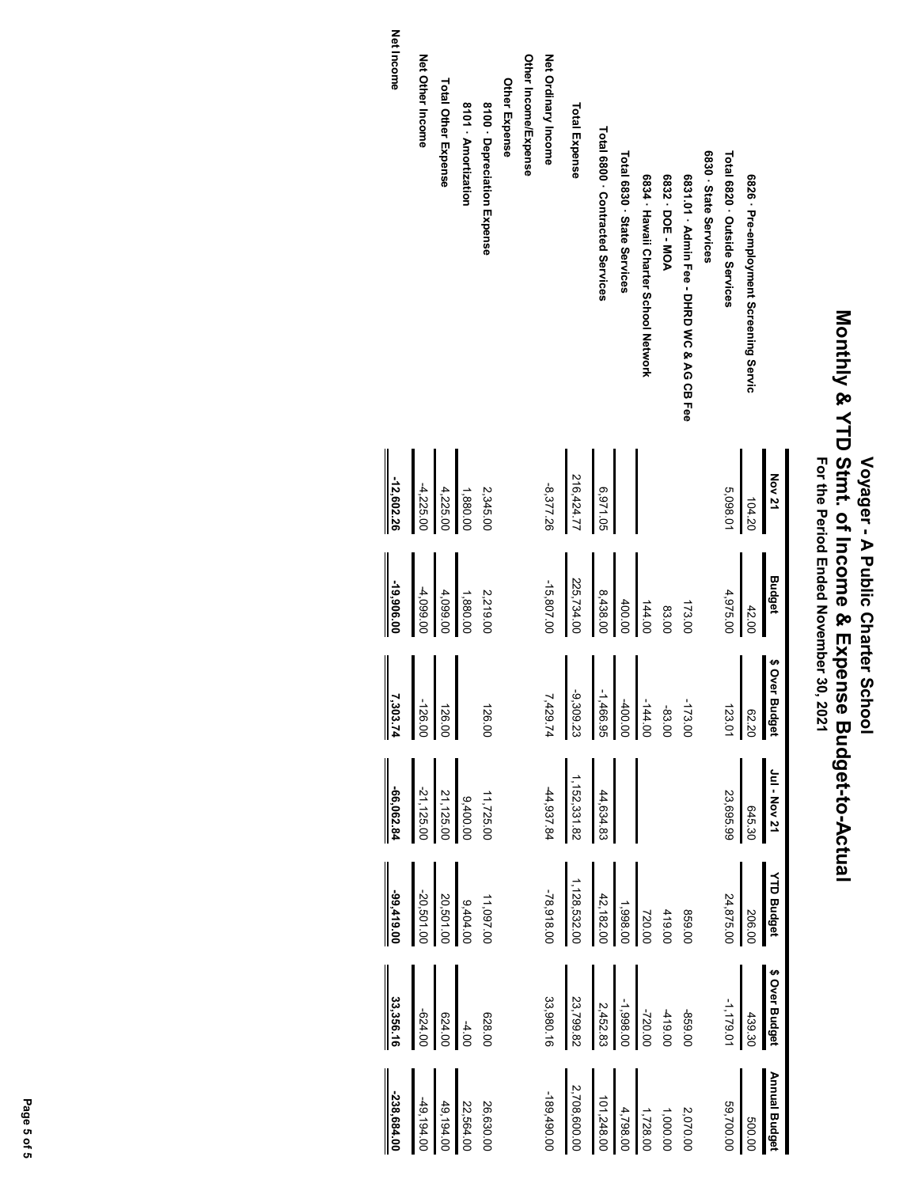# Voyager - A Public Charter School

## Monthly & YTD Stmt. of Income & Expense Budget-to-Actual

### For the Period Ended November 30, 2021

| | Nov 21 | Budget | $ Over Budget | Jul - Nov 21 | YTD Budget | $ Over Budget | Annual Budget |
|---|---|---|---|---|---|---|---|
| 6826 · Pre-employment Screening Servic | 104.20 | 42.00 | 62.20 | 645.30 | 206.00 | 439.30 | 500.00 |
| Total 6820 · Outside Services | 5,098.01 | 4,975.00 | 123.01 | 23,695.99 | 24,875.00 | -1,179.01 | 59,700.00 |
| 6830 · State Services | | | | | | | |
| 6831.01 · Admin Fee - DHRD WC & AG CB Fee | | 173.00 | -173.00 | | 859.00 | -859.00 | 2,070.00 |
| 6832 · DOE - MOA | | 83.00 | -83.00 | | 419.00 | -419.00 | 1,000.00 |
| 6834 · Hawaii Charter School Network | | 144.00 | -144.00 | | 720.00 | -720.00 | 1,728.00 |
| Total 6830 · State Services | | 400.00 | -400.00 | | 1,998.00 | -1,998.00 | 4,798.00 |
| Total 6800 · Contracted Services | 6,971.05 | 8,438.00 | -1,466.95 | 44,634.83 | 42,182.00 | 2,452.83 | 101,248.00 |
| Total Expense | 216,424.77 | 225,734.00 | -9,309.23 | 1,152,331.82 | 1,128,532.00 | 23,799.82 | 2,708,600.00 |
| Net Ordinary Income | -8,377.26 | -15,807.00 | 7,429.74 | -44,937.84 | -78,918.00 | 33,980.16 | -189,490.00 |
| Other Income/Expense | | | | | | | |
| Other Expense | | | | | | | |
| 8100 · Depreciation Expense | 2,345.00 | 2,219.00 | 126.00 | 11,725.00 | 11,097.00 | 628.00 | 26,630.00 |
| 8101 · Amortization | 1,880.00 | 1,880.00 | | 9,400.00 | 9,404.00 | -4.00 | 22,564.00 |
| Total Other Expense | 4,225.00 | 4,099.00 | 126.00 | 21,125.00 | 20,501.00 | 624.00 | 49,194.00 |
| Net Other Income | -4,225.00 | -4,099.00 | -126.00 | -21,125.00 | -20,501.00 | -624.00 | -49,194.00 |
| **Net Income** | **-12,602.26** | **-19,906.00** | **7,303.74** | **-66,062.84** | **-99,419.00** | **33,356.16** | **-238,684.00** |